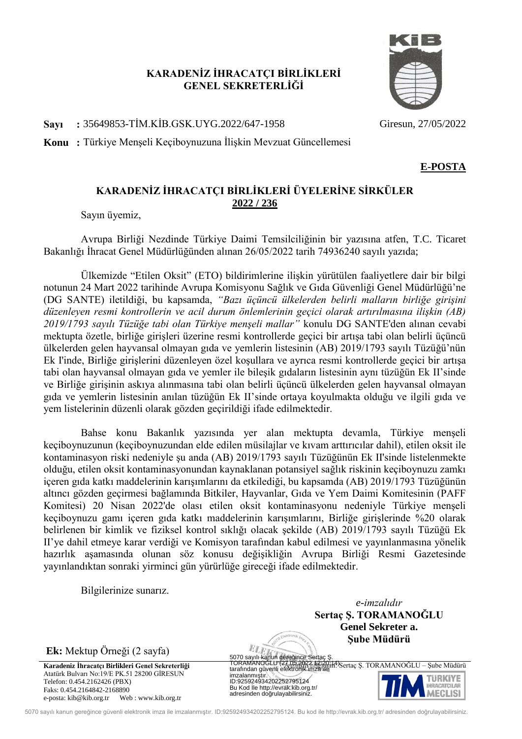**KARADENİZ İHRACATÇI BİRLİKLERİ**
**GENEL SEKRETERLİĞİ**

**Sayı** : 35649853-TİM.KİB.GSK.UYG.2022/647-1958 Giresun, 27/05/2022

**Konu** : Türkiye Menşeli Keçiboynuzuna İlişkin Mevzuat Güncellemesi

**E-POSTA**

## KARADENİZ İHRACATÇI BİRLİKLERİ ÜYELERİNE SİRKÜLER
**2022 / 236**

Sayın üyemiz,

Avrupa Birliği Nezdinde Türkiye Daimi Temsilciliğinin bir yazısına atfen, T.C. Ticaret Bakanlığı İhracat Genel Müdürlüğünden alınan 26/05/2022 tarih 74936240 sayılı yazıda;

Ülkemizde "Etilen Oksit" (ETO) bildirimlerine ilişkin yürütülen faaliyetlere dair bir bilgi notunun 24 Mart 2022 tarihinde Avrupa Komisyonu Sağlık ve Gıda Güvenliği Genel Müdürlüğü'ne (DG SANTE) iletildiği, bu kapsamda, *"Bazı üçüncü ülkelerden belirli malların birliğe girişini düzenleyen resmi kontrollerin ve acil durum önlemlerinin geçici olarak artırılmasına ilişkin (AB) 2019/1793 sayılı Tüzüğe tabi olan Türkiye menşeli mallar"* konulu DG SANTE'den alınan cevabi mektupta özetle, birliğe girişleri üzerine resmi kontrollerde geçici bir artışa tabi olan belirli üçüncü ülkelerden gelen hayvansal olmayan gıda ve yemlerin listesinin (AB) 2019/1793 sayılı Tüzüğü'nün Ek I'inde, Birliğe girişlerini düzenleyen özel koşullara ve ayrıca resmi kontrollerde geçici bir artışa tabi olan hayvansal olmayan gıda ve yemler ile bileşik gıdaların listesinin aynı tüzüğün Ek II'sinde ve Birliğe girişinin askıya alınmasına tabi olan belirli üçüncü ülkelerden gelen hayvansal olmayan gıda ve yemlerin listesinin anılan tüzüğün Ek II'sinde ortaya koyulmakta olduğu ve ilgili gıda ve yem listelerinin düzenli olarak gözden geçirildiği ifade edilmektedir.

Bahse konu Bakanlık yazısında yer alan mektupta devamla, Türkiye menşeli keçiboynuzunun (keçiboynuzundan elde edilen müsilajlar ve kıvam arttırıcılar dahil), etilen oksit ile kontaminasyon riski nedeniyle şu anda (AB) 2019/1793 sayılı Tüzüğünün Ek II'sinde listelenmekte olduğu, etilen oksit kontaminasyonundan kaynaklanan potansiyel sağlık riskinin keçiboynuzu zamkı içeren gıda katkı maddelerinin karışımlarını da etkilediği, bu kapsamda (AB) 2019/1793 Tüzüğünün altıncı gözden geçirmesi bağlamında Bitkiler, Hayvanlar, Gıda ve Yem Daimi Komitesinin (PAFF Komitesi) 20 Nisan 2022'de olası etilen oksit kontaminasyonu nedeniyle Türkiye menşeli keçiboynuzu gamı içeren gıda katkı maddelerinin karışımlarını, Birliğe girişlerinde %20 olarak belirlenen bir kimlik ve fiziksel kontrol sıklığı olacak şekilde (AB) 2019/1793 sayılı Tüzüğü Ek II'ye dahil etmeye karar verdiği ve Komisyon tarafından kabul edilmesi ve yayınlanmasına yönelik hazırlık aşamasında olunan söz konusu değişikliğin Avrupa Birliği Resmi Gazetesinde yayınlandıktan sonraki yirminci gün yürürlüğe gireceği ifade edilmektedir.

Bilgilerinize sunarız.

*e-imzalıdır*
**Sertaç Ş. TORAMANOĞLU**
**Genel Sekreter a.**
**Şube Müdürü**

**Ek:** Mektup Örneği (2 sayfa)

5070 sayılı kanun gereğince Sertaç Ş. TORAMANOĞLU (27.05.2022 12:20:14) tarafından güvenli elektronik imza ile imzalanmıştır.
ID:925924934202252795124
Bu Kod İle http://evrak.kib.org.tr/ adresinden doğrulayabilirsiniz.

Sertaç Ş. TORAMANOĞLU – Şube Müdürü

**Karadeniz İhracatçı Birlikleri Genel Sekreterliği**
Atatürk Bulvarı No:19/E PK.51 28200 GİRESUN
Telefon: 0.454.2162426 (PBX)
Faks: 0.454.2164842-2168890
e-posta: kib@kib.org.tr Web : www.kib.org.tr

5070 sayılı kanun gereğince güvenli elektronik imza ile imzalanmıştır. ID:925924934202252795124. Bu kod ile http://evrak.kib.org.tr/ adresinden doğrulayabilirsiniz.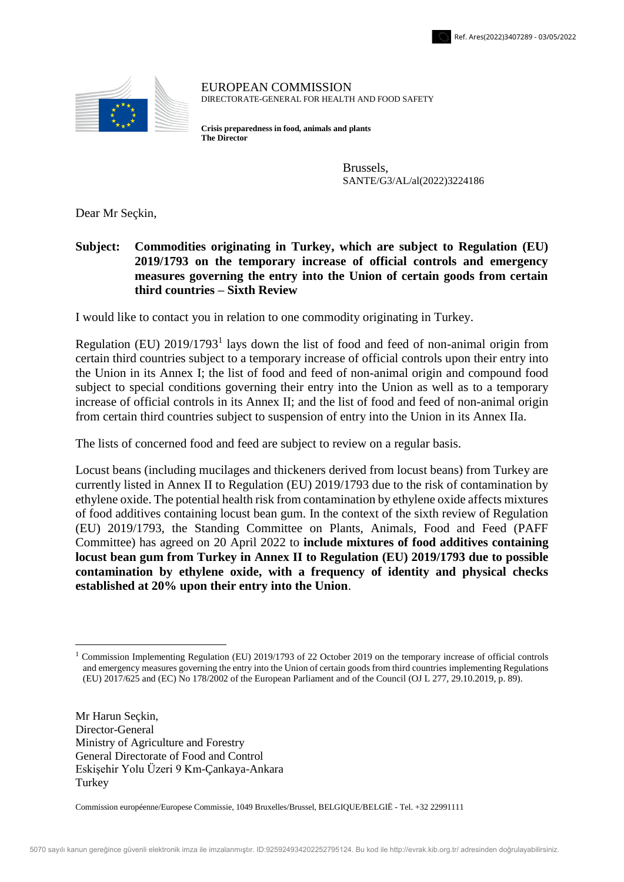Ref. Ares(2022)3407289 - 03/05/2022

EUROPEAN COMMISSION
DIRECTORATE-GENERAL FOR HEALTH AND FOOD SAFETY

**Crisis preparedness in food, animals and plants**
**The Director**

Brussels,
SANTE/G3/AL/al(2022)3224186

Dear Mr Seçkin,

**Subject: Commodities originating in Turkey, which are subject to Regulation (EU) 2019/1793 on the temporary increase of official controls and emergency measures governing the entry into the Union of certain goods from certain third countries – Sixth Review**

I would like to contact you in relation to one commodity originating in Turkey.

Regulation (EU) 2019/1793[1] lays down the list of food and feed of non-animal origin from certain third countries subject to a temporary increase of official controls upon their entry into the Union in its Annex I; the list of food and feed of non-animal origin and compound food subject to special conditions governing their entry into the Union as well as to a temporary increase of official controls in its Annex II; and the list of food and feed of non-animal origin from certain third countries subject to suspension of entry into the Union in its Annex IIa.

The lists of concerned food and feed are subject to review on a regular basis.

Locust beans (including mucilages and thickeners derived from locust beans) from Turkey are currently listed in Annex II to Regulation (EU) 2019/1793 due to the risk of contamination by ethylene oxide. The potential health risk from contamination by ethylene oxide affects mixtures of food additives containing locust bean gum. In the context of the sixth review of Regulation (EU) 2019/1793, the Standing Committee on Plants, Animals, Food and Feed (PAFF Committee) has agreed on 20 April 2022 to **include mixtures of food additives containing locust bean gum from Turkey in Annex II to Regulation (EU) 2019/1793 due to possible contamination by ethylene oxide, with a frequency of identity and physical checks established at 20% upon their entry into the Union**.

[1] Commission Implementing Regulation (EU) 2019/1793 of 22 October 2019 on the temporary increase of official controls and emergency measures governing the entry into the Union of certain goods from third countries implementing Regulations (EU) 2017/625 and (EC) No 178/2002 of the European Parliament and of the Council (OJ L 277, 29.10.2019, p. 89).

Mr Harun Seçkin,
Director-General
Ministry of Agriculture and Forestry
General Directorate of Food and Control
Eskişehir Yolu Üzeri 9 Km-Çankaya-Ankara
Turkey

Commission européenne/Europese Commissie, 1049 Bruxelles/Brussel, BELGIQUE/BELGIË - Tel. +32 22991111

5070 sayılı kanun gereğince güvenli elektronik imza ile imzalanmıştır. ID:925924934202252795124. Bu kod ile http://evrak.kib.org.tr/ adresinden doğrulayabilirsiniz.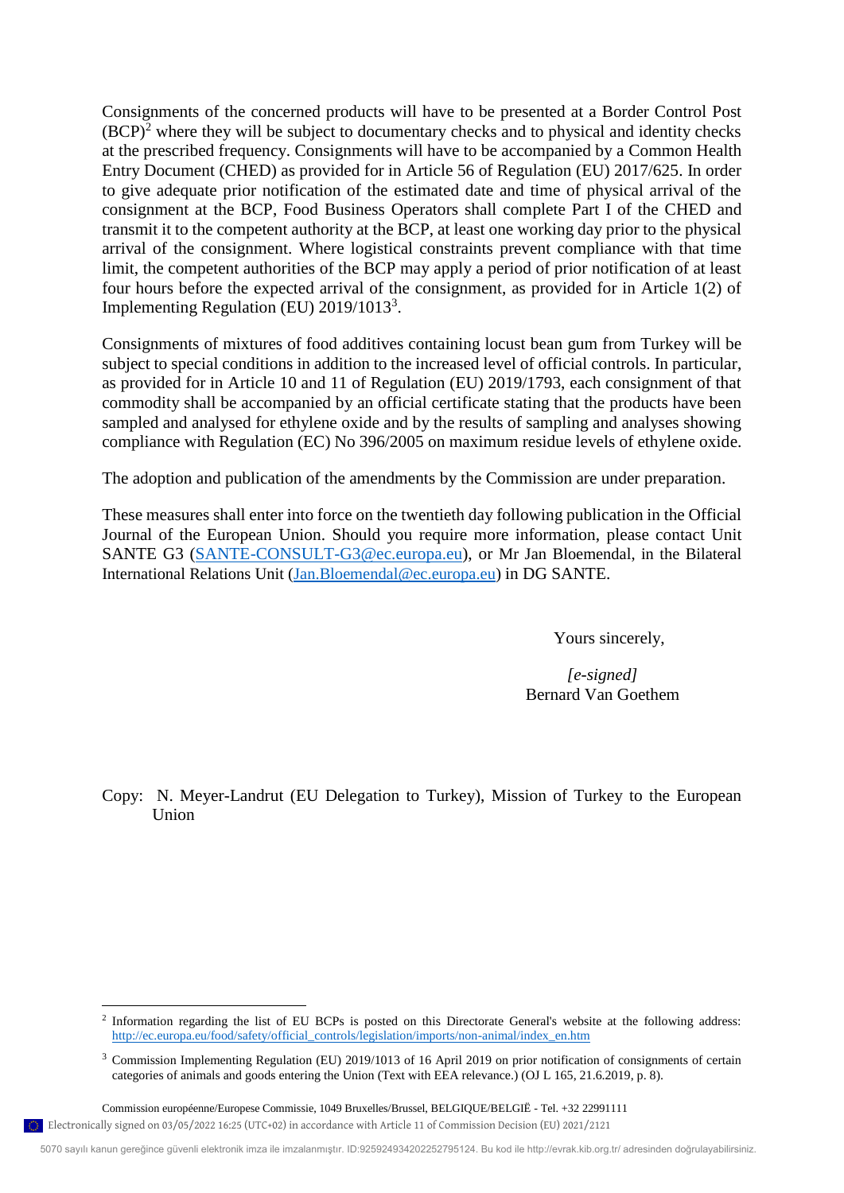Consignments of the concerned products will have to be presented at a Border Control Post (BCP)[2] where they will be subject to documentary checks and to physical and identity checks at the prescribed frequency. Consignments will have to be accompanied by a Common Health Entry Document (CHED) as provided for in Article 56 of Regulation (EU) 2017/625. In order to give adequate prior notification of the estimated date and time of physical arrival of the consignment at the BCP, Food Business Operators shall complete Part I of the CHED and transmit it to the competent authority at the BCP, at least one working day prior to the physical arrival of the consignment. Where logistical constraints prevent compliance with that time limit, the competent authorities of the BCP may apply a period of prior notification of at least four hours before the expected arrival of the consignment, as provided for in Article 1(2) of Implementing Regulation (EU) 2019/1013[3].

Consignments of mixtures of food additives containing locust bean gum from Turkey will be subject to special conditions in addition to the increased level of official controls. In particular, as provided for in Article 10 and 11 of Regulation (EU) 2019/1793, each consignment of that commodity shall be accompanied by an official certificate stating that the products have been sampled and analysed for ethylene oxide and by the results of sampling and analyses showing compliance with Regulation (EC) No 396/2005 on maximum residue levels of ethylene oxide.

The adoption and publication of the amendments by the Commission are under preparation.

These measures shall enter into force on the twentieth day following publication in the Official Journal of the European Union. Should you require more information, please contact Unit SANTE G3 (SANTE-CONSULT-G3@ec.europa.eu), or Mr Jan Bloemendal, in the Bilateral International Relations Unit (Jan.Bloemendal@ec.europa.eu) in DG SANTE.

Yours sincerely,

*[e-signed]*
Bernard Van Goethem

Copy: N. Meyer-Landrut (EU Delegation to Turkey), Mission of Turkey to the European Union

---

[2] Information regarding the list of EU BCPs is posted on this Directorate General's website at the following address: http://ec.europa.eu/food/safety/official_controls/legislation/imports/non-animal/index_en.htm

[3] Commission Implementing Regulation (EU) 2019/1013 of 16 April 2019 on prior notification of consignments of certain categories of animals and goods entering the Union (Text with EEA relevance.) (OJ L 165, 21.6.2019, p. 8).

Commission européenne/Europese Commissie, 1049 Bruxelles/Brussel, BELGIQUE/BELGIË - Tel. +32 22991111

Electronically signed on 03/05/2022 16:25 (UTC+02) in accordance with Article 11 of Commission Decision (EU) 2021/2121

5070 sayılı kanun gereğince güvenli elektronik imza ile imzalanmıştır. ID:925924934202252795124. Bu kod ile http://evrak.kib.org.tr/ adresinden doğrulayabilirsiniz.